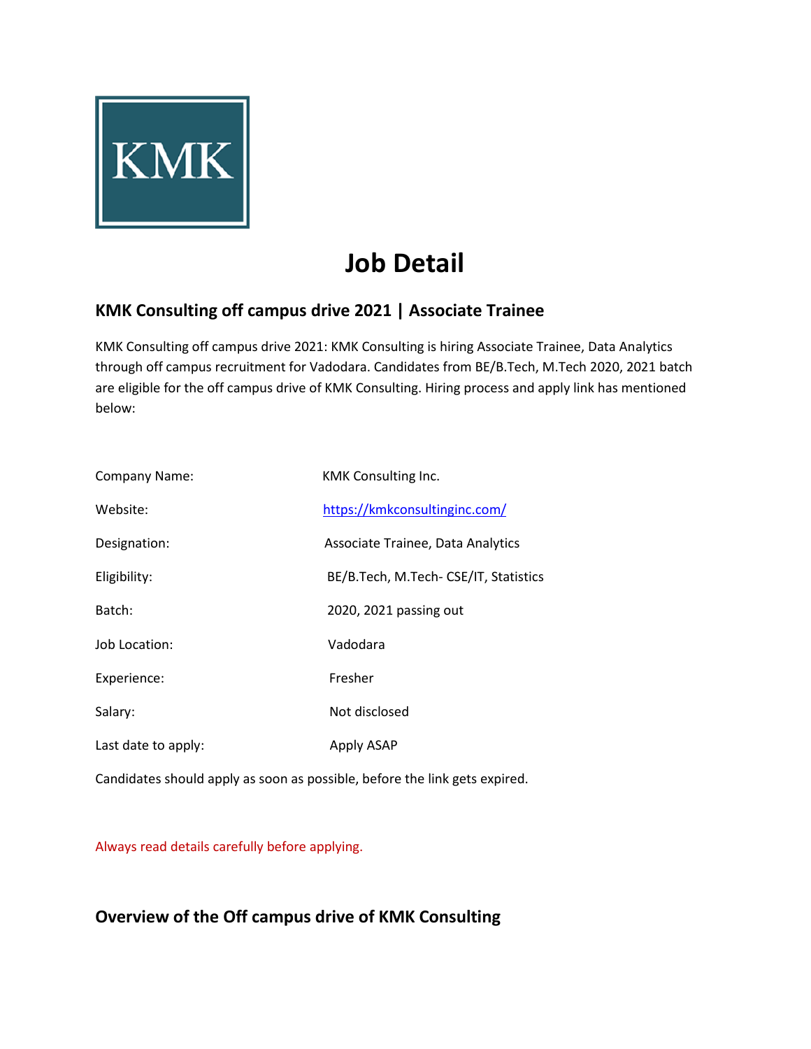# Job Detail

## KMK Consulting off campus drive 2021 | Associate Trainee

KMK Consulting off campus drive 2021: KMK Consulting is hiring Associate Trainee, Data Analytics through off campus recruitment for Vadodara. Candidates from BE/B.Tech, M.Tech 2020, 2021 batch are eligible for the off campus drive of KMK Consulting. Hiring process and apply link has mentioned below:

| | |
|---|---|
| Company Name: | KMK Consulting Inc. |
| Website: | https://kmkconsultinginc.com/ |
| Designation: | Associate Trainee, Data Analytics |
| Eligibility: | BE/B.Tech, M.Tech- CSE/IT, Statistics |
| Batch: | 2020, 2021 passing out |
| Job Location: | Vadodara |
| Experience: | Fresher |
| Salary: | Not disclosed |
| Last date to apply: | Apply ASAP |

Candidates should apply as soon as possible, before the link gets expired.

Always read details carefully before applying.

## Overview of the Off campus drive of KMK Consulting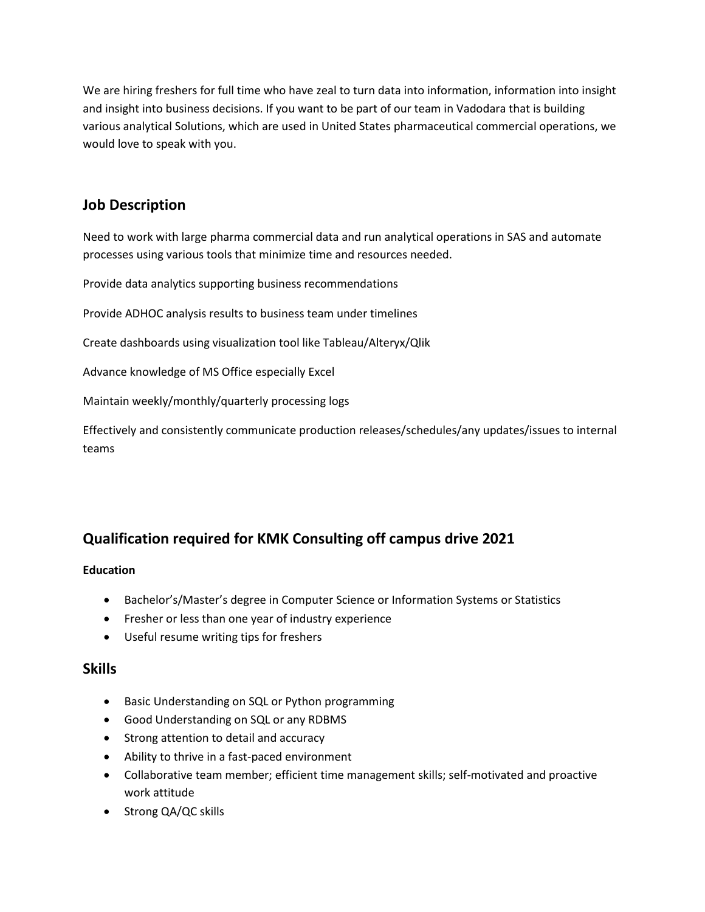We are hiring freshers for full time who have zeal to turn data into information, information into insight and insight into business decisions. If you want to be part of our team in Vadodara that is building various analytical Solutions, which are used in United States pharmaceutical commercial operations, we would love to speak with you.

## Job Description

Need to work with large pharma commercial data and run analytical operations in SAS and automate processes using various tools that minimize time and resources needed.

Provide data analytics supporting business recommendations

Provide ADHOC analysis results to business team under timelines

Create dashboards using visualization tool like Tableau/Alteryx/Qlik

Advance knowledge of MS Office especially Excel

Maintain weekly/monthly/quarterly processing logs

Effectively and consistently communicate production releases/schedules/any updates/issues to internal teams

## Qualification required for KMK Consulting off campus drive 2021

**Education**

- Bachelor's/Master's degree in Computer Science or Information Systems or Statistics
- Fresher or less than one year of industry experience
- Useful resume writing tips for freshers

## Skills

- Basic Understanding on SQL or Python programming
- Good Understanding on SQL or any RDBMS
- Strong attention to detail and accuracy
- Ability to thrive in a fast-paced environment
- Collaborative team member; efficient time management skills; self-motivated and proactive work attitude
- Strong QA/QC skills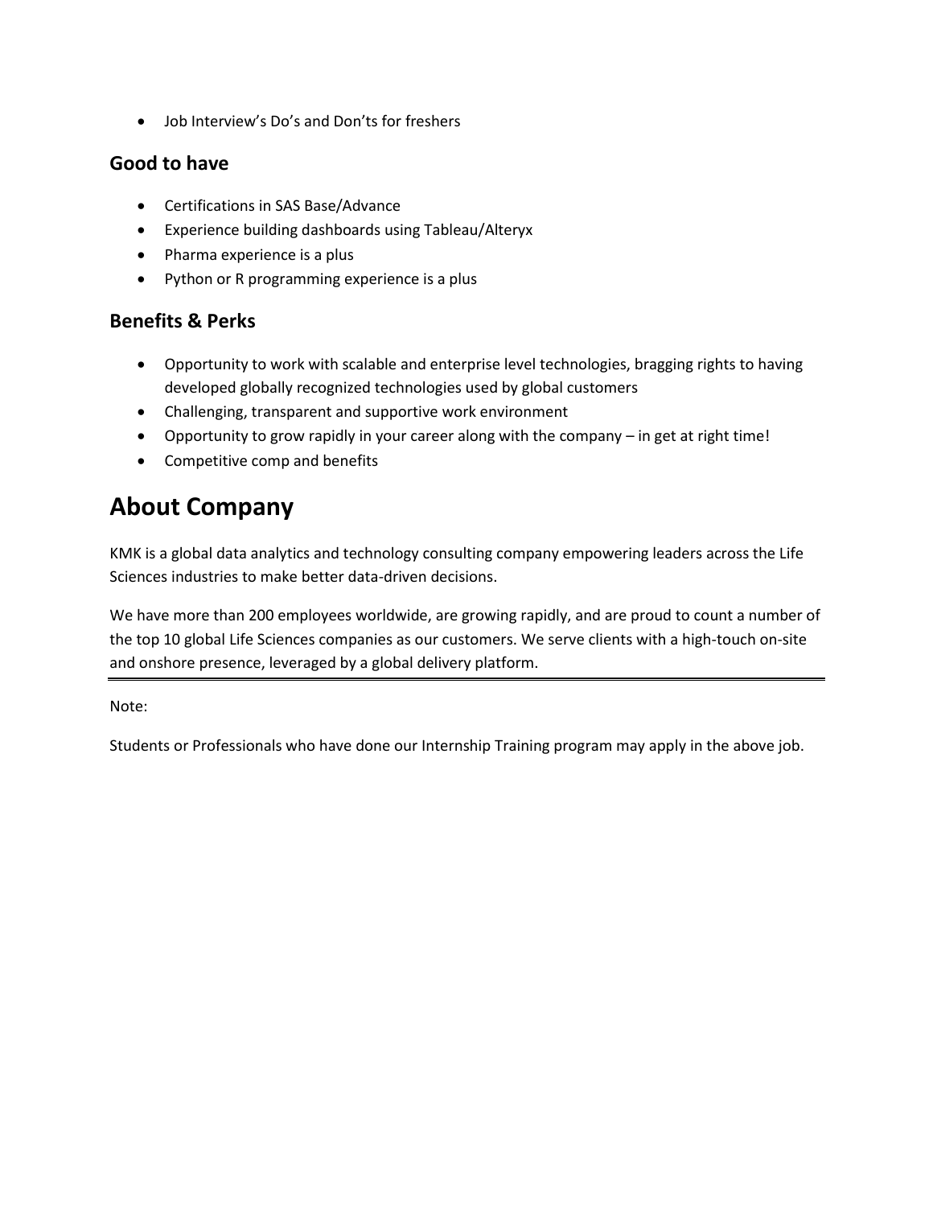- Job Interview's Do's and Don'ts for freshers

### Good to have

- Certifications in SAS Base/Advance
- Experience building dashboards using Tableau/Alteryx
- Pharma experience is a plus
- Python or R programming experience is a plus

### Benefits & Perks

- Opportunity to work with scalable and enterprise level technologies, bragging rights to having developed globally recognized technologies used by global customers
- Challenging, transparent and supportive work environment
- Opportunity to grow rapidly in your career along with the company – in get at right time!
- Competitive comp and benefits

## About Company

KMK is a global data analytics and technology consulting company empowering leaders across the Life Sciences industries to make better data-driven decisions.

We have more than 200 employees worldwide, are growing rapidly, and are proud to count a number of the top 10 global Life Sciences companies as our customers. We serve clients with a high-touch on-site and onshore presence, leveraged by a global delivery platform.

---

Note:

Students or Professionals who have done our Internship Training program may apply in the above job.